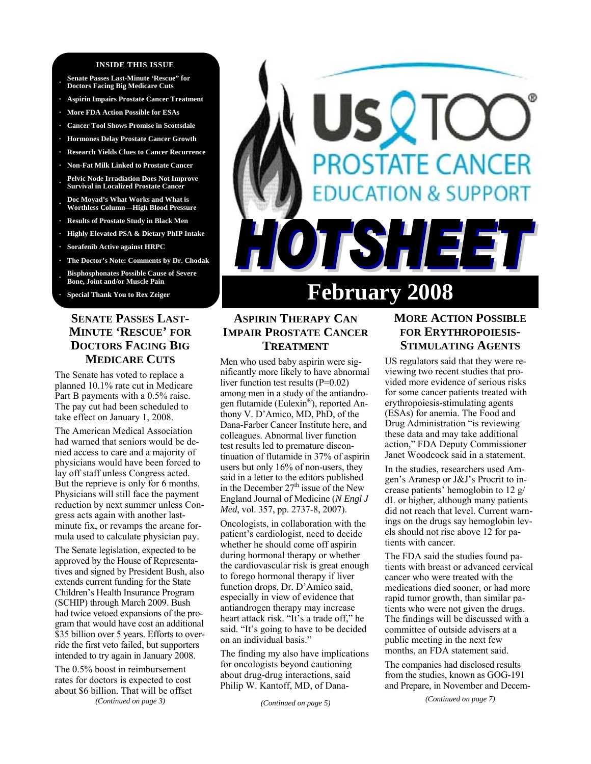**INSIDE THIS ISSUE**

- Senate Passes Last-Minute 'Rescue" for Doctors Facing Big Medicare Cuts
- Aspirin Impairs Prostate Cancer Treatment
- More FDA Action Possible for ESAs
- Cancer Tool Shows Promise in Scottsdale
- Hormones Delay Prostate Cancer Growth
- Research Yields Clues to Cancer Recurrence
- Non-Fat Milk Linked to Prostate Cancer
- Pelvic Node Irradiation Does Not Improve Survival in Localized Prostate Cancer
- Doc Moyad's What Works and What is Worthless Column—High Blood Pressure
- Results of Prostate Study in Black Men
- Highly Elevated PSA & Dietary PhIP Intake
- Sorafenib Active against HRPC
- The Doctor's Note: Comments by Dr. Chodak
- Bisphosphonates Possible Cause of Severe Bone, Joint and/or Muscle Pain
- Special Thank You to Rex Zeiger

# Us TOO® PROSTATE CANCER EDUCATION & SUPPORT HOTSHEET

## February 2008

### SENATE PASSES LAST-MINUTE 'RESCUE' FOR DOCTORS FACING BIG MEDICARE CUTS

The Senate has voted to replace a planned 10.1% rate cut in Medicare Part B payments with a 0.5% raise. The pay cut had been scheduled to take effect on January 1, 2008.

The American Medical Association had warned that seniors would be denied access to care and a majority of physicians would have been forced to lay off staff unless Congress acted. But the reprieve is only for 6 months. Physicians will still face the payment reduction by next summer unless Congress acts again with another last-minute fix, or revamps the arcane formula used to calculate physician pay.

The Senate legislation, expected to be approved by the House of Representatives and signed by President Bush, also extends current funding for the State Children's Health Insurance Program (SCHIP) through March 2009. Bush had twice vetoed expansions of the program that would have cost an additional $35 billion over 5 years. Efforts to override the first veto failed, but supporters intended to try again in January 2008.

The 0.5% boost in reimbursement rates for doctors is expected to cost about $6 billion. That will be offset

*(Continued on page 3)*

### ASPIRIN THERAPY CAN IMPAIR PROSTATE CANCER TREATMENT

Men who used baby aspirin were significantly more likely to have abnormal liver function test results (P=0.02) among men in a study of the antiandrogen flutamide (Eulexin®), reported Anthony V. D'Amico, MD, PhD, of the Dana-Farber Cancer Institute here, and colleagues. Abnormal liver function test results led to premature discontinuation of flutamide in 37% of aspirin users but only 16% of non-users, they said in a letter to the editors published in the December 27th issue of the New England Journal of Medicine (*N Engl J Med*, vol. 357, pp. 2737-8, 2007).

Oncologists, in collaboration with the patient's cardiologist, need to decide whether he should come off aspirin during hormonal therapy or whether the cardiovascular risk is great enough to forego hormonal therapy if liver function drops, Dr. D'Amico said, especially in view of evidence that antiandrogen therapy may increase heart attack risk. "It's a trade off," he said. "It's going to have to be decided on an individual basis."

The finding my also have implications for oncologists beyond cautioning about drug-drug interactions, said Philip W. Kantoff, MD, of Dana-

*(Continued on page 5)*

### MORE ACTION POSSIBLE FOR ERYTHROPOIESIS-STIMULATING AGENTS

US regulators said that they were reviewing two recent studies that provided more evidence of serious risks for some cancer patients treated with erythropoiesis-stimulating agents (ESAs) for anemia. The Food and Drug Administration "is reviewing these data and may take additional action," FDA Deputy Commissioner Janet Woodcock said in a statement.

In the studies, researchers used Amgen's Aranesp or J&J's Procrit to increase patients' hemoglobin to 12 g/dL or higher, although many patients did not reach that level. Current warnings on the drugs say hemoglobin levels should not rise above 12 for patients with cancer.

The FDA said the studies found patients with breast or advanced cervical cancer who were treated with the medications died sooner, or had more rapid tumor growth, than similar patients who were not given the drugs. The findings will be discussed with a committee of outside advisers at a public meeting in the next few months, an FDA statement said.

The companies had disclosed results from the studies, known as GOG-191 and Prepare, in November and Decem-

*(Continued on page 7)*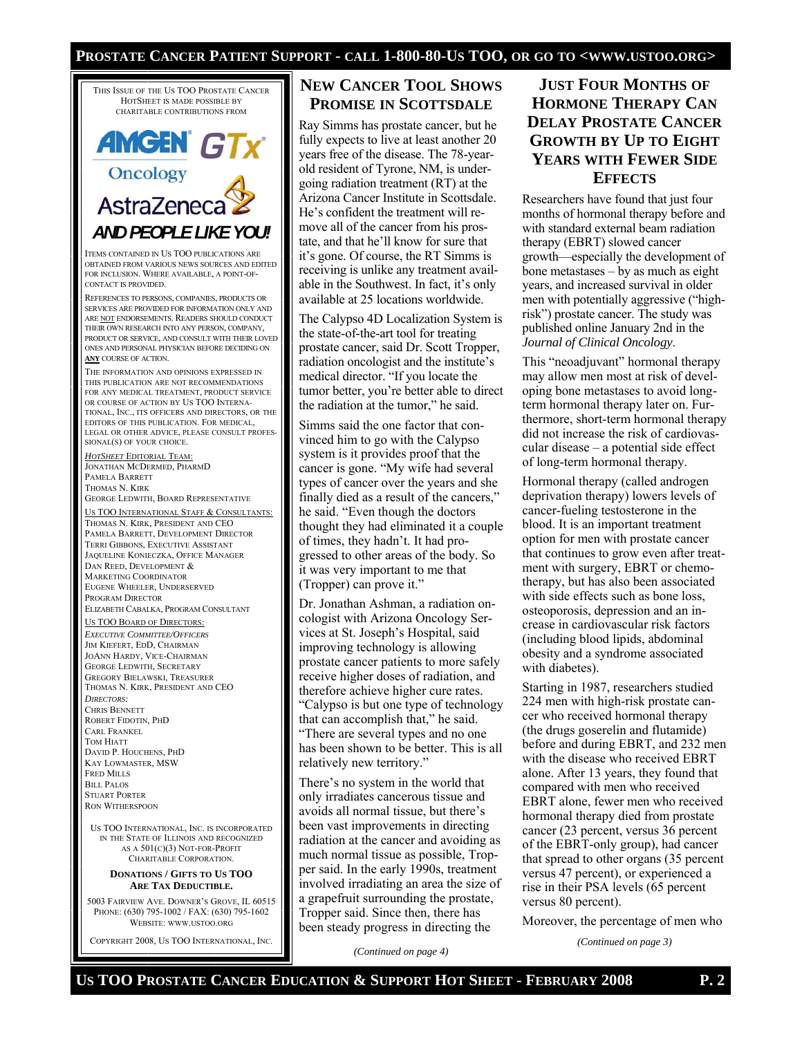This Issue of the Us TOO Prostate Cancer HotSheet is made possible by charitable contributions from

AMGEN Oncology, GTx, AstraZeneca

**AND PEOPLE LIKE YOU!**

Items contained in Us TOO publications are obtained from various news sources and edited for inclusion. Where available, a point-of-contact is provided.

References to persons, companies, products or services are provided for information only and are NOT endorsements. Readers should conduct their own research into any person, company, product or service, and consult with their loved ones and personal physician before deciding on **ANY** course of action.

The information and opinions expressed in this publication are not recommendations for any medical treatment, product service or course of action by Us TOO International, Inc., its officers and directors, or the editors of this publication. For medical, legal or other advice, please consult professional(s) of your choice.

*HotSheet* Editorial Team:
Jonathan McDermed, PharmD
Pamela Barrett
Thomas N. Kirk
George Ledwith, Board Representative

Us TOO International Staff & Consultants:
Thomas N. Kirk, President and CEO
Pamela Barrett, Development Director
Terri Gibbons, Executive Assistant
Jaqueline Konieczka, Office Manager
Dan Reed, Development & Marketing Coordinator
Eugene Wheeler, Underserved Program Director
Elizabeth Cabalka, Program Consultant

Us TOO Board of Directors:
*Executive Committee/Officers*
Jim Kiefert, EdD, Chairman
JoAnn Hardy, Vice-Chairman
George Ledwith, Secretary
Gregory Bielawski, Treasurer
Thomas N. Kirk, President and CEO
*Directors:*
Chris Bennett
Robert Fidotin, PhD
Carl Frankel
Tom Hiatt
David P. Houchens, PhD
Kay Lowmaster, MSW
Fred Mills
Bill Palos
Stuart Porter
Ron Witherspoon

Us TOO International, Inc. is incorporated in the State of Illinois and recognized as a 501(c)(3) not-for-profit charitable corporation.

**Donations / Gifts to Us TOO Are Tax Deductible.**

5003 Fairview Ave. Downer's Grove, IL 60515
Phone: (630) 795-1002 / Fax: (630) 795-1602
Website: www.ustoo.org

Copyright 2008, Us TOO International, Inc.

## New Cancer Tool Shows Promise in Scottsdale

Ray Simms has prostate cancer, but he fully expects to live at least another 20 years free of the disease. The 78-year-old resident of Tyrone, NM, is undergoing radiation treatment (RT) at the Arizona Cancer Institute in Scottsdale. He's confident the treatment will remove all of the cancer from his prostate, and that he'll know for sure that it's gone. Of course, the RT Simms is receiving is unlike any treatment available in the Southwest. In fact, it's only available at 25 locations worldwide.

The Calypso 4D Localization System is the state-of-the-art tool for treating prostate cancer, said Dr. Scott Tropper, radiation oncologist and the institute's medical director. "If you locate the tumor better, you're better able to direct the radiation at the tumor," he said.

Simms said the one factor that convinced him to go with the Calypso system is it provides proof that the cancer is gone. "My wife had several types of cancer over the years and she finally died as a result of the cancers," he said. "Even though the doctors thought they had eliminated it a couple of times, they hadn't. It had progressed to other areas of the body. So it was very important to me that (Tropper) can prove it."

Dr. Jonathan Ashman, a radiation oncologist with Arizona Oncology Services at St. Joseph's Hospital, said improving technology is allowing prostate cancer patients to more safely receive higher doses of radiation, and therefore achieve higher cure rates. "Calypso is but one type of technology that can accomplish that," he said. "There are several types and no one has been shown to be better. This is all relatively new territory."

There's no system in the world that only irradiates cancerous tissue and avoids all normal tissue, but there's been vast improvements in directing radiation at the cancer and avoiding as much normal tissue as possible, Tropper said. In the early 1990s, treatment involved irradiating an area the size of a grapefruit surrounding the prostate, Tropper said. Since then, there has been steady progress in directing the

*(Continued on page 4)*

## Just Four Months of Hormone Therapy Can Delay Prostate Cancer Growth by Up to Eight Years with Fewer Side Effects

Researchers have found that just four months of hormonal therapy before and with standard external beam radiation therapy (EBRT) slowed cancer growth—especially the development of bone metastases – by as much as eight years, and increased survival in older men with potentially aggressive ("high-risk") prostate cancer. The study was published online January 2nd in the *Journal of Clinical Oncology*.

This "neoadjuvant" hormonal therapy may allow men most at risk of developing bone metastases to avoid long-term hormonal therapy later on. Furthermore, short-term hormonal therapy did not increase the risk of cardiovascular disease – a potential side effect of long-term hormonal therapy.

Hormonal therapy (called androgen deprivation therapy) lowers levels of cancer-fueling testosterone in the blood. It is an important treatment option for men with prostate cancer that continues to grow even after treatment with surgery, EBRT or chemotherapy, but has also been associated with side effects such as bone loss, osteoporosis, depression and an increase in cardiovascular risk factors (including blood lipids, abdominal obesity and a syndrome associated with diabetes).

Starting in 1987, researchers studied 224 men with high-risk prostate cancer who received hormonal therapy (the drugs goserelin and flutamide) before and during EBRT, and 232 men with the disease who received EBRT alone. After 13 years, they found that compared with men who received EBRT alone, fewer men who received hormonal therapy died from prostate cancer (23 percent, versus 36 percent of the EBRT-only group), had cancer that spread to other organs (35 percent versus 47 percent), or experienced a rise in their PSA levels (65 percent versus 80 percent).

Moreover, the percentage of men who

*(Continued on page 3)*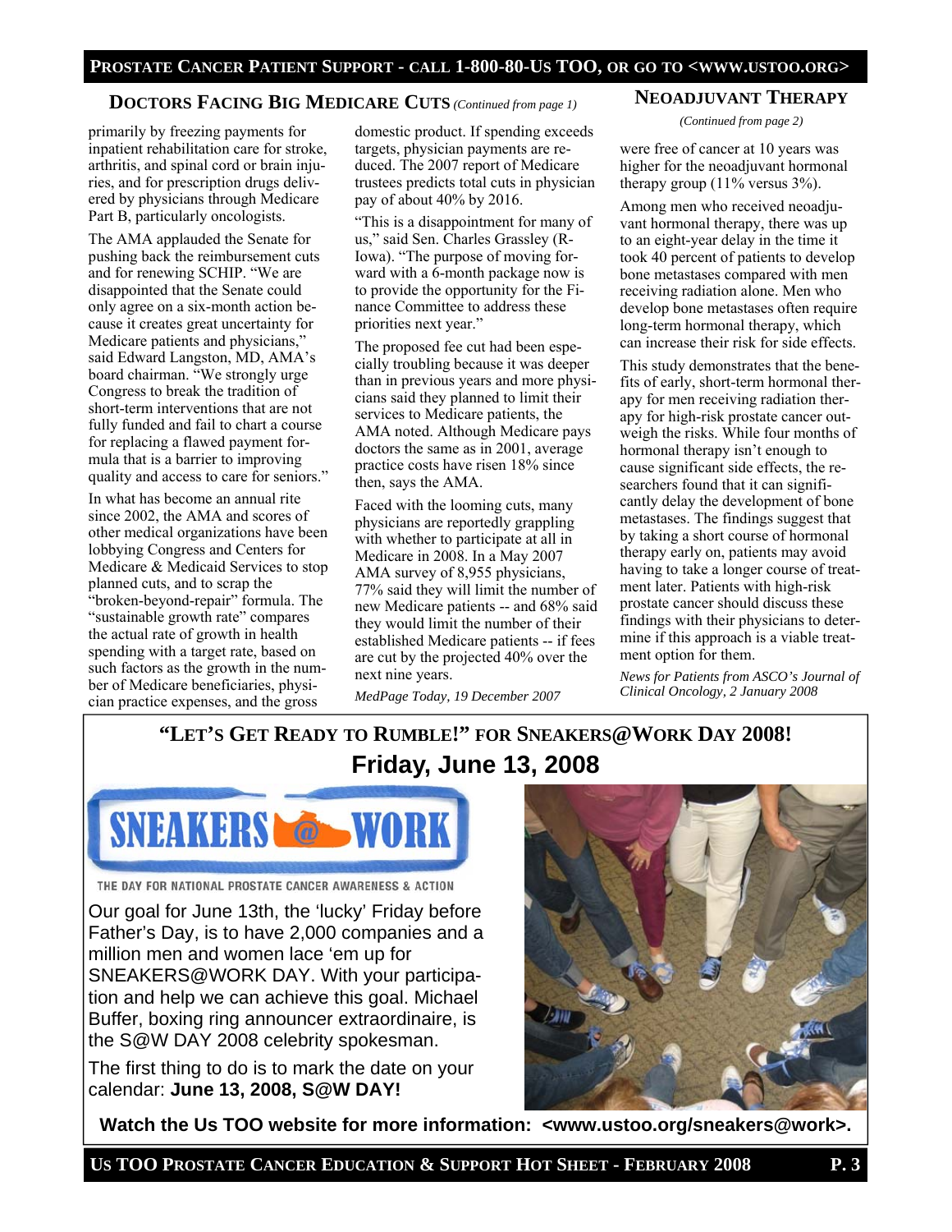## DOCTORS FACING BIG MEDICARE CUTS *(Continued from page 1)*

primarily by freezing payments for inpatient rehabilitation care for stroke, arthritis, and spinal cord or brain injuries, and for prescription drugs delivered by physicians through Medicare Part B, particularly oncologists.

The AMA applauded the Senate for pushing back the reimbursement cuts and for renewing SCHIP. "We are disappointed that the Senate could only agree on a six-month action because it creates great uncertainty for Medicare patients and physicians," said Edward Langston, MD, AMA's board chairman. "We strongly urge Congress to break the tradition of short-term interventions that are not fully funded and fail to chart a course for replacing a flawed payment formula that is a barrier to improving quality and access to care for seniors."

In what has become an annual rite since 2002, the AMA and scores of other medical organizations have been lobbying Congress and Centers for Medicare & Medicaid Services to stop planned cuts, and to scrap the "broken-beyond-repair" formula. The "sustainable growth rate" compares the actual rate of growth in health spending with a target rate, based on such factors as the growth in the number of Medicare beneficiaries, physician practice expenses, and the gross domestic product. If spending exceeds targets, physician payments are reduced. The 2007 report of Medicare trustees predicts total cuts in physician pay of about 40% by 2016.

"This is a disappointment for many of us," said Sen. Charles Grassley (R-Iowa). "The purpose of moving forward with a 6-month package now is to provide the opportunity for the Finance Committee to address these priorities next year."

The proposed fee cut had been especially troubling because it was deeper than in previous years and more physicians said they planned to limit their services to Medicare patients, the AMA noted. Although Medicare pays doctors the same as in 2001, average practice costs have risen 18% since then, says the AMA.

Faced with the looming cuts, many physicians are reportedly grappling with whether to participate at all in Medicare in 2008. In a May 2007 AMA survey of 8,955 physicians, 77% said they will limit the number of new Medicare patients -- and 68% said they would limit the number of their established Medicare patients -- if fees are cut by the projected 40% over the next nine years.

*MedPage Today, 19 December 2007*

## NEOADJUVANT THERAPY

*(Continued from page 2)*

were free of cancer at 10 years was higher for the neoadjuvant hormonal therapy group (11% versus 3%).

Among men who received neoadjuvant hormonal therapy, there was up to an eight-year delay in the time it took 40 percent of patients to develop bone metastases compared with men receiving radiation alone. Men who develop bone metastases often require long-term hormonal therapy, which can increase their risk for side effects.

This study demonstrates that the benefits of early, short-term hormonal therapy for men receiving radiation therapy for high-risk prostate cancer outweigh the risks. While four months of hormonal therapy isn't enough to cause significant side effects, the researchers found that it can significantly delay the development of bone metastases. The findings suggest that by taking a short course of hormonal therapy early on, patients may avoid having to take a longer course of treatment later. Patients with high-risk prostate cancer should discuss these findings with their physicians to determine if this approach is a viable treatment option for them.

*News for Patients from ASCO's Journal of Clinical Oncology, 2 January 2008*

## "LET'S GET READY TO RUMBLE!" FOR SNEAKERS@WORK DAY 2008!

### Friday, June 13, 2008

SNEAKERS @ WORK

THE DAY FOR NATIONAL PROSTATE CANCER AWARENESS & ACTION

Our goal for June 13th, the 'lucky' Friday before Father's Day, is to have 2,000 companies and a million men and women lace 'em up for SNEAKERS@WORK DAY. With your participation and help we can achieve this goal. Michael Buffer, boxing ring announcer extraordinaire, is the S@W DAY 2008 celebrity spokesman.

The first thing to do is to mark the date on your calendar: **June 13, 2008, S@W DAY!**

**Watch the Us TOO website for more information: <www.ustoo.org/sneakers@work>.**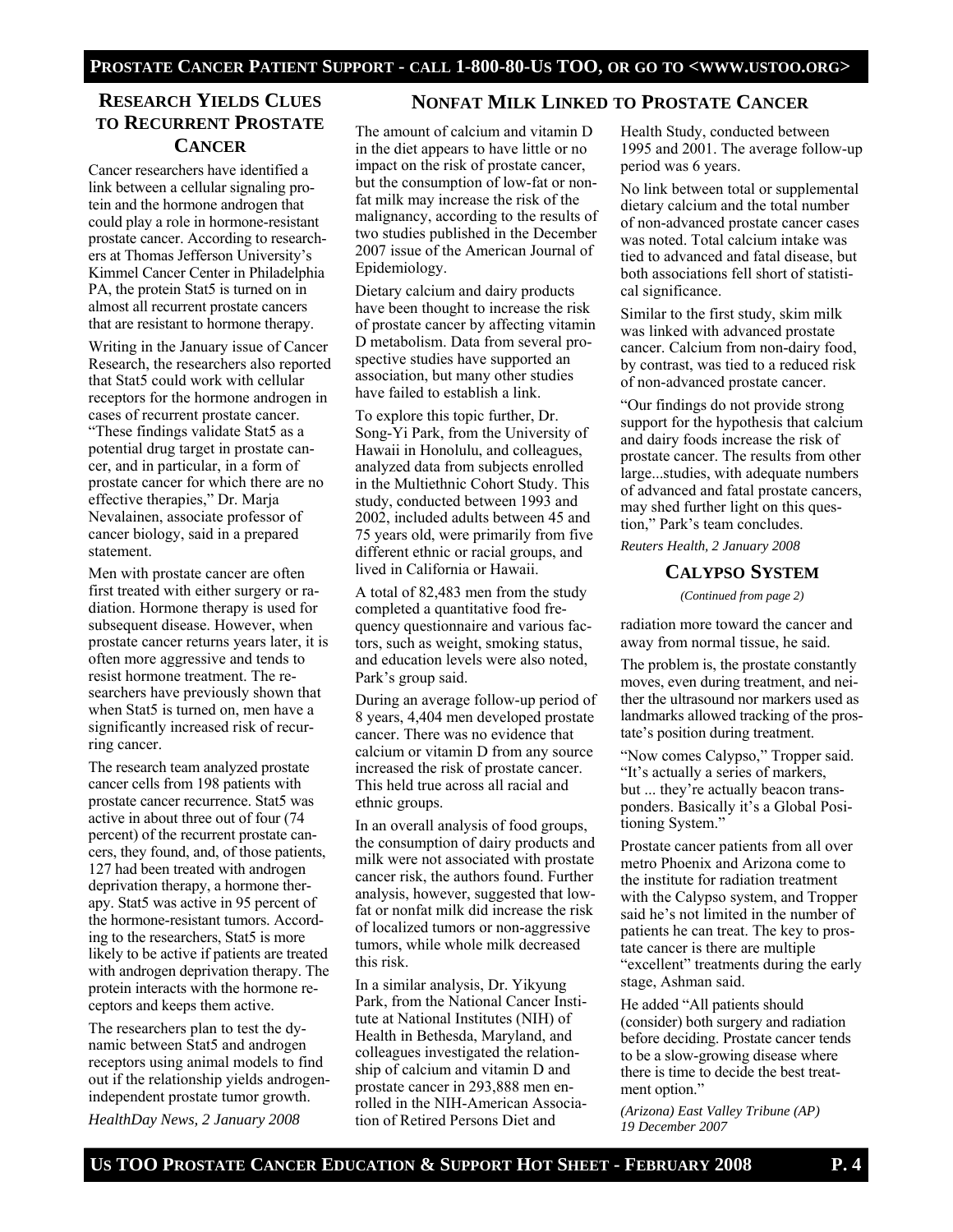## Research Yields Clues to Recurrent Prostate Cancer

Cancer researchers have identified a link between a cellular signaling protein and the hormone androgen that could play a role in hormone-resistant prostate cancer. According to researchers at Thomas Jefferson University's Kimmel Cancer Center in Philadelphia PA, the protein Stat5 is turned on in almost all recurrent prostate cancers that are resistant to hormone therapy.

Writing in the January issue of Cancer Research, the researchers also reported that Stat5 could work with cellular receptors for the hormone androgen in cases of recurrent prostate cancer. "These findings validate Stat5 as a potential drug target in prostate cancer, and in particular, in a form of prostate cancer for which there are no effective therapies," Dr. Marja Nevalainen, associate professor of cancer biology, said in a prepared statement.

Men with prostate cancer are often first treated with either surgery or radiation. Hormone therapy is used for subsequent disease. However, when prostate cancer returns years later, it is often more aggressive and tends to resist hormone treatment. The researchers have previously shown that when Stat5 is turned on, men have a significantly increased risk of recurring cancer.

The research team analyzed prostate cancer cells from 198 patients with prostate cancer recurrence. Stat5 was active in about three out of four (74 percent) of the recurrent prostate cancers, they found, and, of those patients, 127 had been treated with androgen deprivation therapy, a hormone therapy. Stat5 was active in 95 percent of the hormone-resistant tumors. According to the researchers, Stat5 is more likely to be active if patients are treated with androgen deprivation therapy. The protein interacts with the hormone receptors and keeps them active.

The researchers plan to test the dynamic between Stat5 and androgen receptors using animal models to find out if the relationship yields androgen-independent prostate tumor growth.

*HealthDay News, 2 January 2008*

## Nonfat Milk Linked to Prostate Cancer

The amount of calcium and vitamin D in the diet appears to have little or no impact on the risk of prostate cancer, but the consumption of low-fat or nonfat milk may increase the risk of the malignancy, according to the results of two studies published in the December 2007 issue of the American Journal of Epidemiology.

Dietary calcium and dairy products have been thought to increase the risk of prostate cancer by affecting vitamin D metabolism. Data from several prospective studies have supported an association, but many other studies have failed to establish a link.

To explore this topic further, Dr. Song-Yi Park, from the University of Hawaii in Honolulu, and colleagues, analyzed data from subjects enrolled in the Multiethnic Cohort Study. This study, conducted between 1993 and 2002, included adults between 45 and 75 years old, were primarily from five different ethnic or racial groups, and lived in California or Hawaii.

A total of 82,483 men from the study completed a quantitative food frequency questionnaire and various factors, such as weight, smoking status, and education levels were also noted, Park's group said.

During an average follow-up period of 8 years, 4,404 men developed prostate cancer. There was no evidence that calcium or vitamin D from any source increased the risk of prostate cancer. This held true across all racial and ethnic groups.

In an overall analysis of food groups, the consumption of dairy products and milk were not associated with prostate cancer risk, the authors found. Further analysis, however, suggested that low-fat or nonfat milk did increase the risk of localized tumors or non-aggressive tumors, while whole milk decreased this risk.

In a similar analysis, Dr. Yikyung Park, from the National Cancer Institute at National Institutes (NIH) of Health in Bethesda, Maryland, and colleagues investigated the relationship of calcium and vitamin D and prostate cancer in 293,888 men enrolled in the NIH-American Association of Retired Persons Diet and Health Study, conducted between 1995 and 2001. The average follow-up period was 6 years.

No link between total or supplemental dietary calcium and the total number of non-advanced prostate cancer cases was noted. Total calcium intake was tied to advanced and fatal disease, but both associations fell short of statistical significance.

Similar to the first study, skim milk was linked with advanced prostate cancer. Calcium from non-dairy food, by contrast, was tied to a reduced risk of non-advanced prostate cancer.

"Our findings do not provide strong support for the hypothesis that calcium and dairy foods increase the risk of prostate cancer. The results from other large...studies, with adequate numbers of advanced and fatal prostate cancers, may shed further light on this question," Park's team concludes.

*Reuters Health, 2 January 2008*

## Calypso System

*(Continued from page 2)*

radiation more toward the cancer and away from normal tissue, he said.

The problem is, the prostate constantly moves, even during treatment, and neither the ultrasound nor markers used as landmarks allowed tracking of the prostate's position during treatment.

"Now comes Calypso," Tropper said. "It's actually a series of markers, but ... they're actually beacon transponders. Basically it's a Global Positioning System."

Prostate cancer patients from all over metro Phoenix and Arizona come to the institute for radiation treatment with the Calypso system, and Tropper said he's not limited in the number of patients he can treat. The key to prostate cancer is there are multiple "excellent" treatments during the early stage, Ashman said.

He added "All patients should (consider) both surgery and radiation before deciding. Prostate cancer tends to be a slow-growing disease where there is time to decide the best treatment option."

*(Arizona) East Valley Tribune (AP) 19 December 2007*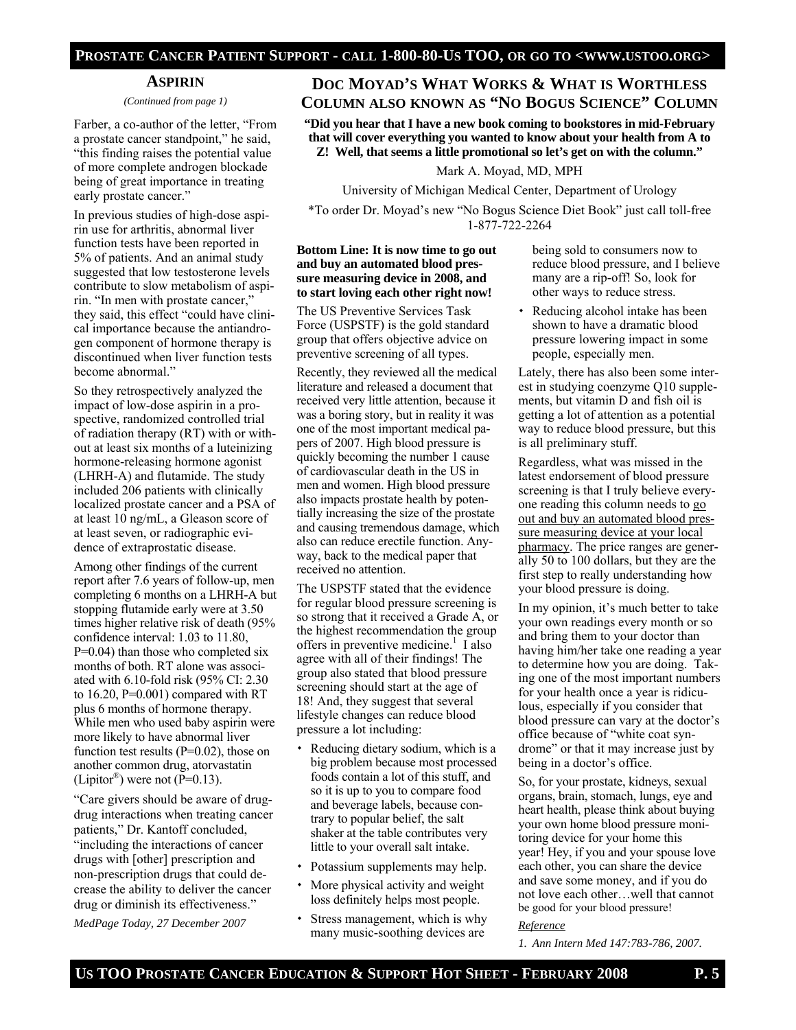## Aspirin

*(Continued from page 1)*

Farber, a co-author of the letter, "From a prostate cancer standpoint," he said, "this finding raises the potential value of more complete androgen blockade being of great importance in treating early prostate cancer."

In previous studies of high-dose aspirin use for arthritis, abnormal liver function tests have been reported in 5% of patients. And an animal study suggested that low testosterone levels contribute to slow metabolism of aspirin. "In men with prostate cancer," they said, this effect "could have clinical importance because the antiandrogen component of hormone therapy is discontinued when liver function tests become abnormal."

So they retrospectively analyzed the impact of low-dose aspirin in a prospective, randomized controlled trial of radiation therapy (RT) with or without at least six months of a luteinizing hormone-releasing hormone agonist (LHRH-A) and flutamide. The study included 206 patients with clinically localized prostate cancer and a PSA of at least 10 ng/mL, a Gleason score of at least seven, or radiographic evidence of extraprostatic disease.

Among other findings of the current report after 7.6 years of follow-up, men completing 6 months on a LHRH-A but stopping flutamide early were at 3.50 times higher relative risk of death (95% confidence interval: 1.03 to 11.80, P=0.04) than those who completed six months of both. RT alone was associated with 6.10-fold risk (95% CI: 2.30 to 16.20, P=0.001) compared with RT plus 6 months of hormone therapy. While men who used baby aspirin were more likely to have abnormal liver function test results (P=0.02), those on another common drug, atorvastatin (Lipitor®) were not (P=0.13).

"Care givers should be aware of drug-drug interactions when treating cancer patients," Dr. Kantoff concluded, "including the interactions of cancer drugs with [other] prescription and non-prescription drugs that could decrease the ability to deliver the cancer drug or diminish its effectiveness."

*MedPage Today, 27 December 2007*

## Doc Moyad's What Works & What is Worthless Column also known as "No Bogus Science" Column

**"Did you hear that I have a new book coming to bookstores in mid-February that will cover everything you wanted to know about your health from A to Z! Well, that seems a little promotional so let's get on with the column."**

Mark A. Moyad, MD, MPH

University of Michigan Medical Center, Department of Urology

*To order Dr. Moyad's new "No Bogus Science Diet Book" just call toll-free 1-877-722-2264

**Bottom Line: It is now time to go out and buy an automated blood pressure measuring device in 2008, and to start loving each other right now!**

The US Preventive Services Task Force (USPSTF) is the gold standard group that offers objective advice on preventive screening of all types.

Recently, they reviewed all the medical literature and released a document that received very little attention, because it was a boring story, but in reality it was one of the most important medical papers of 2007. High blood pressure is quickly becoming the number 1 cause of cardiovascular death in the US in men and women. High blood pressure also impacts prostate health by potentially increasing the size of the prostate and causing tremendous damage, which also can reduce erectile function. Anyway, back to the medical paper that received no attention.

The USPSTF stated that the evidence for regular blood pressure screening is so strong that it received a Grade A, or the highest recommendation the group offers in preventive medicine.[1] I also agree with all of their findings! The group also stated that blood pressure screening should start at the age of 18! And, they suggest that several lifestyle changes can reduce blood pressure a lot including:

- Reducing dietary sodium, which is a big problem because most processed foods contain a lot of this stuff, and so it is up to you to compare food and beverage labels, because contrary to popular belief, the salt shaker at the table contributes very little to your overall salt intake.
- Potassium supplements may help.
- More physical activity and weight loss definitely helps most people.
- Stress management, which is why many music-soothing devices are being sold to consumers now to reduce blood pressure, and I believe many are a rip-off! So, look for other ways to reduce stress.
- Reducing alcohol intake has been shown to have a dramatic blood pressure lowering impact in some people, especially men.

Lately, there has also been some interest in studying coenzyme Q10 supplements, but vitamin D and fish oil is getting a lot of attention as a potential way to reduce blood pressure, but this is all preliminary stuff.

Regardless, what was missed in the latest endorsement of blood pressure screening is that I truly believe everyone reading this column needs to <u>go out and buy an automated blood pressure measuring device at your local pharmacy</u>. The price ranges are generally 50 to 100 dollars, but they are the first step to really understanding how your blood pressure is doing.

In my opinion, it's much better to take your own readings every month or so and bring them to your doctor than having him/her take one reading a year to determine how you are doing. Taking one of the most important numbers for your health once a year is ridiculous, especially if you consider that blood pressure can vary at the doctor's office because of "white coat syndrome" or that it may increase just by being in a doctor's office.

So, for your prostate, kidneys, sexual organs, brain, stomach, lungs, eye and heart health, please think about buying your own home blood pressure monitoring device for your home this year! Hey, if you and your spouse love each other, you can share the device and save some money, and if you do not love each other…well that cannot be good for your blood pressure!

*<u>Reference</u>*

*1. Ann Intern Med 147:783-786, 2007.*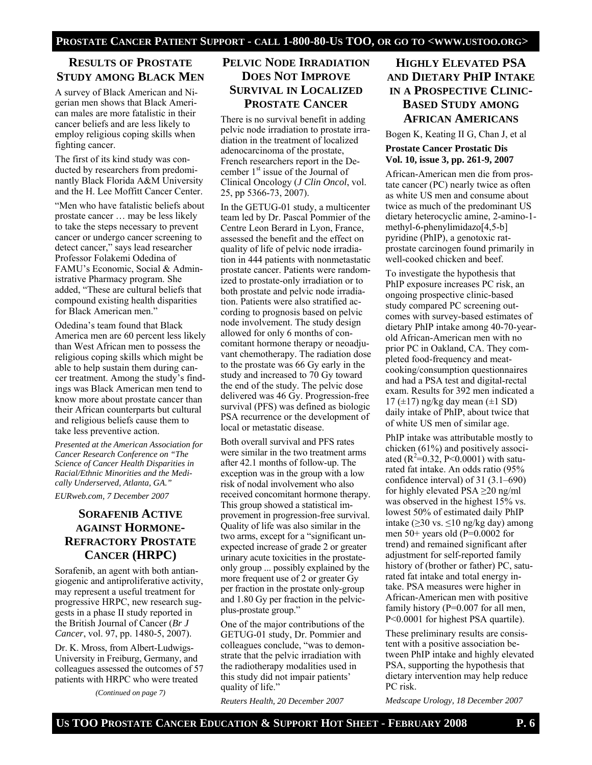## Results of Prostate Study among Black Men

A survey of Black American and Nigerian men shows that Black American males are more fatalistic in their cancer beliefs and are less likely to employ religious coping skills when fighting cancer.

The first of its kind study was conducted by researchers from predominantly Black Florida A&M University and the H. Lee Moffitt Cancer Center.

"Men who have fatalistic beliefs about prostate cancer … may be less likely to take the steps necessary to prevent cancer or undergo cancer screening to detect cancer," says lead researcher Professor Folakemi Odedina of FAMU's Economic, Social & Administrative Pharmacy program. She added, "These are cultural beliefs that compound existing health disparities for Black American men."

Odedina's team found that Black America men are 60 percent less likely than West African men to possess the religious coping skills which might be able to help sustain them during cancer treatment. Among the study's findings was Black American men tend to know more about prostate cancer than their African counterparts but cultural and religious beliefs cause them to take less preventive action.

*Presented at the American Association for Cancer Research Conference on "The Science of Cancer Health Disparities in Racial/Ethnic Minorities and the Medically Underserved, Atlanta, GA."*

*EURweb.com, 7 December 2007*

## Sorafenib Active against Hormone-Refractory Prostate Cancer (HRPC)

Sorafenib, an agent with both antiangiogenic and antiproliferative activity, may represent a useful treatment for progressive HRPC, new research suggests in a phase II study reported in the British Journal of Cancer (*Br J Cancer*, vol. 97, pp. 1480-5, 2007).

Dr. K. Mross, from Albert-Ludwigs-University in Freiburg, Germany, and colleagues assessed the outcomes of 57 patients with HRPC who were treated

*(Continued on page 7)*

## Pelvic Node Irradiation Does Not Improve Survival in Localized Prostate Cancer

There is no survival benefit in adding pelvic node irradiation to prostate irradiation in the treatment of localized adenocarcinoma of the prostate, French researchers report in the December 1st issue of the Journal of Clinical Oncology (*J Clin Oncol*, vol. 25, pp 5366-73, 2007).

In the GETUG-01 study, a multicenter team led by Dr. Pascal Pommier of the Centre Leon Berard in Lyon, France, assessed the benefit and the effect on quality of life of pelvic node irradiation in 444 patients with nonmetastatic prostate cancer. Patients were randomized to prostate-only irradiation or to both prostate and pelvic node irradiation. Patients were also stratified according to prognosis based on pelvic node involvement. The study design allowed for only 6 months of concomitant hormone therapy or neoadjuvant chemotherapy. The radiation dose to the prostate was 66 Gy early in the study and increased to 70 Gy toward the end of the study. The pelvic dose delivered was 46 Gy. Progression-free survival (PFS) was defined as biologic PSA recurrence or the development of local or metastatic disease.

Both overall survival and PFS rates were similar in the two treatment arms after 42.1 months of follow-up. The exception was in the group with a low risk of nodal involvement who also received concomitant hormone therapy. This group showed a statistical improvement in progression-free survival. Quality of life was also similar in the two arms, except for a "significant unexpected increase of grade 2 or greater urinary acute toxicities in the prostate-only group ... possibly explained by the more frequent use of 2 or greater Gy per fraction in the prostate only-group and 1.80 Gy per fraction in the pelvic-plus-prostate group."

One of the major contributions of the GETUG-01 study, Dr. Pommier and colleagues conclude, "was to demonstrate that the pelvic irradiation with the radiotherapy modalities used in this study did not impair patients' quality of life."

*Reuters Health, 20 December 2007*

## Highly Elevated PSA and Dietary PhIP Intake in a Prospective Clinic-Based Study among African Americans

Bogen K, Keating II G, Chan J, et al

**Prostate Cancer Prostatic Dis Vol. 10, issue 3, pp. 261-9, 2007**

African-American men die from prostate cancer (PC) nearly twice as often as white US men and consume about twice as much of the predominant US dietary heterocyclic amine, 2-amino-1-methyl-6-phenylimidazo[4,5-b] pyridine (PhIP), a genotoxic rat-prostate carcinogen found primarily in well-cooked chicken and beef.

To investigate the hypothesis that PhIP exposure increases PC risk, an ongoing prospective clinic-based study compared PC screening outcomes with survey-based estimates of dietary PhIP intake among 40-70-year-old African-American men with no prior PC in Oakland, CA. They completed food-frequency and meat-cooking/consumption questionnaires and had a PSA test and digital-rectal exam. Results for 392 men indicated a 17 (±17) ng/kg day mean (±1 SD) daily intake of PhIP, about twice that of white US men of similar age.

PhIP intake was attributable mostly to chicken (61%) and positively associated ($R^2$=0.32, $P<0.0001$) with saturated fat intake. An odds ratio (95% confidence interval) of 31 (3.1–690) for highly elevated PSA ≥20 ng/ml was observed in the highest 15% vs. lowest 50% of estimated daily PhIP intake (≥30 vs. ≤10 ng/kg day) among men 50+ years old ($P$=0.0002 for trend) and remained significant after adjustment for self-reported family history of (brother or father) PC, saturated fat intake and total energy intake. PSA measures were higher in African-American men with positive family history ($P$=0.007 for all men, $P<0.0001$ for highest PSA quartile).

These preliminary results are consistent with a positive association between PhIP intake and highly elevated PSA, supporting the hypothesis that dietary intervention may help reduce PC risk.

*Medscape Urology, 18 December 2007*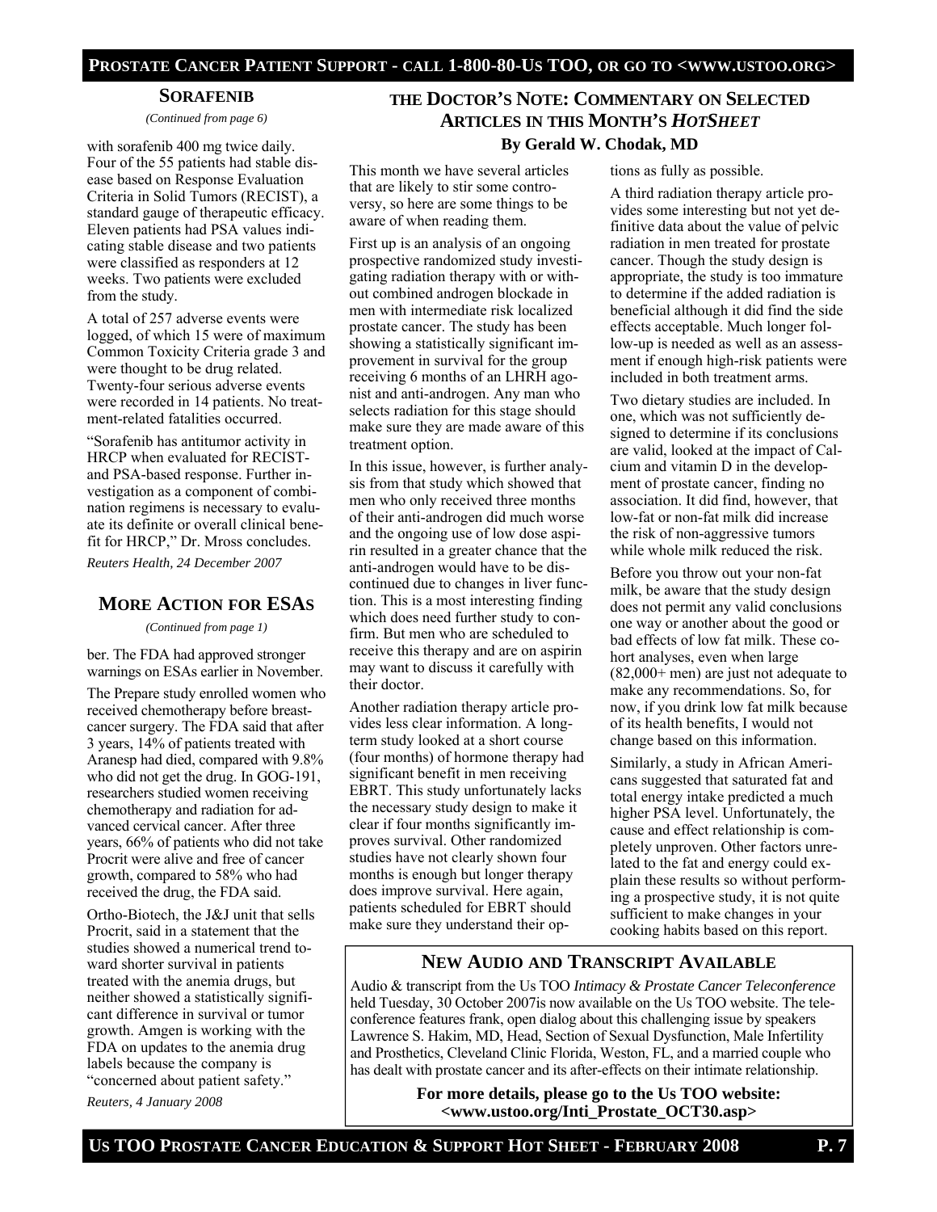## SORAFENIB

*(Continued from page 6)*

with sorafenib 400 mg twice daily. Four of the 55 patients had stable disease based on Response Evaluation Criteria in Solid Tumors (RECIST), a standard gauge of therapeutic efficacy. Eleven patients had PSA values indicating stable disease and two patients were classified as responders at 12 weeks. Two patients were excluded from the study.

A total of 257 adverse events were logged, of which 15 were of maximum Common Toxicity Criteria grade 3 and were thought to be drug related. Twenty-four serious adverse events were recorded in 14 patients. No treatment-related fatalities occurred.

"Sorafenib has antitumor activity in HRCP when evaluated for RECIST- and PSA-based response. Further investigation as a component of combination regimens is necessary to evaluate its definite or overall clinical benefit for HRCP," Dr. Mross concludes.

*Reuters Health, 24 December 2007*

## MORE ACTION FOR ESAS

*(Continued from page 1)*

ber. The FDA had approved stronger warnings on ESAs earlier in November.

The Prepare study enrolled women who received chemotherapy before breast-cancer surgery. The FDA said that after 3 years, 14% of patients treated with Aranesp had died, compared with 9.8% who did not get the drug. In GOG-191, researchers studied women receiving chemotherapy and radiation for advanced cervical cancer. After three years, 66% of patients who did not take Procrit were alive and free of cancer growth, compared to 58% who had received the drug, the FDA said.

Ortho-Biotech, the J&J unit that sells Procrit, said in a statement that the studies showed a numerical trend toward shorter survival in patients treated with the anemia drugs, but neither showed a statistically significant difference in survival or tumor growth. Amgen is working with the FDA on updates to the anemia drug labels because the company is "concerned about patient safety."

*Reuters, 4 January 2008*

## THE DOCTOR'S NOTE: COMMENTARY ON SELECTED ARTICLES IN THIS MONTH'S *HOTSHEET*

**By Gerald W. Chodak, MD**

This month we have several articles that are likely to stir some controversy, so here are some things to be aware of when reading them.

First up is an analysis of an ongoing prospective randomized study investigating radiation therapy with or without combined androgen blockade in men with intermediate risk localized prostate cancer. The study has been showing a statistically significant improvement in survival for the group receiving 6 months of an LHRH agonist and anti-androgen. Any man who selects radiation for this stage should make sure they are made aware of this treatment option.

In this issue, however, is further analysis from that study which showed that men who only received three months of their anti-androgen did much worse and the ongoing use of low dose aspirin resulted in a greater chance that the anti-androgen would have to be discontinued due to changes in liver function. This is a most interesting finding which does need further study to confirm. But men who are scheduled to receive this therapy and are on aspirin may want to discuss it carefully with their doctor.

Another radiation therapy article provides less clear information. A long-term study looked at a short course (four months) of hormone therapy had significant benefit in men receiving EBRT. This study unfortunately lacks the necessary study design to make it clear if four months significantly improves survival. Other randomized studies have not clearly shown four months is enough but longer therapy does improve survival. Here again, patients scheduled for EBRT should make sure they understand their options as fully as possible.

A third radiation therapy article provides some interesting but not yet definitive data about the value of pelvic radiation in men treated for prostate cancer. Though the study design is appropriate, the study is too immature to determine if the added radiation is beneficial although it did find the side effects acceptable. Much longer follow-up is needed as well as an assessment if enough high-risk patients were included in both treatment arms.

Two dietary studies are included. In one, which was not sufficiently designed to determine if its conclusions are valid, looked at the impact of Calcium and vitamin D in the development of prostate cancer, finding no association. It did find, however, that low-fat or non-fat milk did increase the risk of non-aggressive tumors while whole milk reduced the risk.

Before you throw out your non-fat milk, be aware that the study design does not permit any valid conclusions one way or another about the good or bad effects of low fat milk. These cohort analyses, even when large (82,000+ men) are just not adequate to make any recommendations. So, for now, if you drink low fat milk because of its health benefits, I would not change based on this information.

Similarly, a study in African Americans suggested that saturated fat and total energy intake predicted a much higher PSA level. Unfortunately, the cause and effect relationship is completely unproven. Other factors unrelated to the fat and energy could explain these results so without performing a prospective study, it is not quite sufficient to make changes in your cooking habits based on this report.

## NEW AUDIO AND TRANSCRIPT AVAILABLE

Audio & transcript from the Us TOO *Intimacy & Prostate Cancer Teleconference* held Tuesday, 30 October 2007is now available on the Us TOO website. The teleconference features frank, open dialog about this challenging issue by speakers Lawrence S. Hakim, MD, Head, Section of Sexual Dysfunction, Male Infertility and Prosthetics, Cleveland Clinic Florida, Weston, FL, and a married couple who has dealt with prostate cancer and its after-effects on their intimate relationship.

**For more details, please go to the Us TOO website: <www.ustoo.org/Inti_Prostate_OCT30.asp>**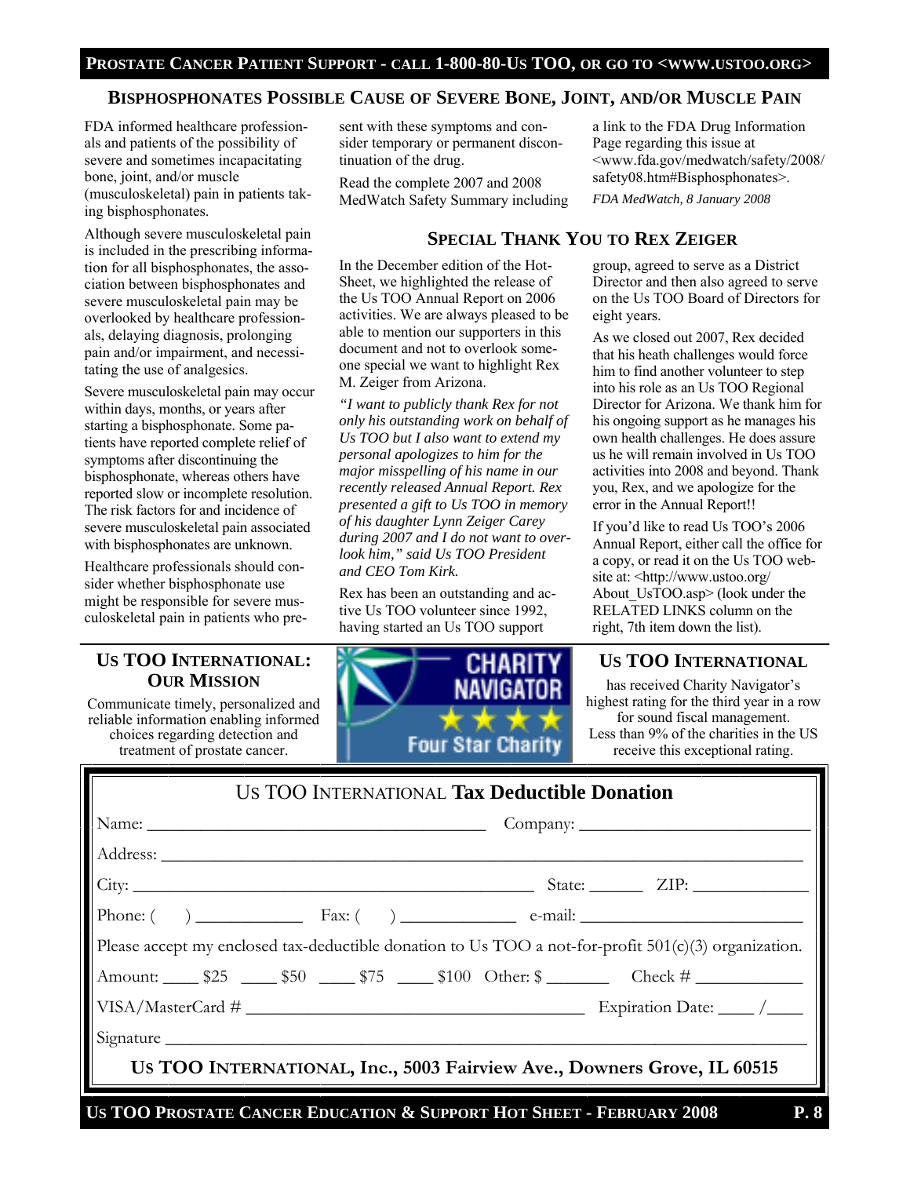## Bisphosphonates Possible Cause of Severe Bone, Joint, and/or Muscle Pain

FDA informed healthcare professionals and patients of the possibility of severe and sometimes incapacitating bone, joint, and/or muscle (musculoskeletal) pain in patients taking bisphosphonates.

Although severe musculoskeletal pain is included in the prescribing information for all bisphosphonates, the association between bisphosphonates and severe musculoskeletal pain may be overlooked by healthcare professionals, delaying diagnosis, prolonging pain and/or impairment, and necessitating the use of analgesics.

Severe musculoskeletal pain may occur within days, months, or years after starting a bisphosphonate. Some patients have reported complete relief of symptoms after discontinuing the bisphosphonate, whereas others have reported slow or incomplete resolution. The risk factors for and incidence of severe musculoskeletal pain associated with bisphosphonates are unknown.

Healthcare professionals should consider whether bisphosphonate use might be responsible for severe musculoskeletal pain in patients who present with these symptoms and consider temporary or permanent discontinuation of the drug.

Read the complete 2007 and 2008 MedWatch Safety Summary including a link to the FDA Drug Information Page regarding this issue at <www.fda.gov/medwatch/safety/2008/safety08.htm#Bisphosphonates>.

*FDA MedWatch, 8 January 2008*

## Special Thank You to Rex Zeiger

In the December edition of the HotSheet, we highlighted the release of the Us TOO Annual Report on 2006 activities. We are always pleased to be able to mention our supporters in this document and not to overlook someone special we want to highlight Rex M. Zeiger from Arizona.

*"I want to publicly thank Rex for not only his outstanding work on behalf of Us TOO but I also want to extend my personal apologizes to him for the major misspelling of his name in our recently released Annual Report. Rex presented a gift to Us TOO in memory of his daughter Lynn Zeiger Carey during 2007 and I do not want to overlook him," said Us TOO President and CEO Tom Kirk.*

Rex has been an outstanding and active Us TOO volunteer since 1992, having started an Us TOO support group, agreed to serve as a District Director and then also agreed to serve on the Us TOO Board of Directors for eight years.

As we closed out 2007, Rex decided that his heath challenges would force him to find another volunteer to step into his role as an Us TOO Regional Director for Arizona. We thank him for his ongoing support as he manages his own health challenges. He does assure us he will remain involved in Us TOO activities into 2008 and beyond. Thank you, Rex, and we apologize for the error in the Annual Report!!

If you'd like to read Us TOO's 2006 Annual Report, either call the office for a copy, or read it on the Us TOO website at: <http://www.ustoo.org/About_UsTOO.asp> (look under the RELATED LINKS column on the right, 7th item down the list).

## Us TOO International: Our Mission

Communicate timely, personalized and reliable information enabling informed choices regarding detection and treatment of prostate cancer.

CHARITY NAVIGATOR ★★★★ Four Star Charity

## Us TOO International

has received Charity Navigator's highest rating for the third year in a row for sound fiscal management. Less than 9% of the charities in the US receive this exceptional rating.

## Us TOO International **Tax Deductible Donation**

Name: ______________________ Company: ______________________

Address: ______________________

City: ______________________ State: ______ ZIP: ____________

Phone: ( ) ____________ Fax: ( ) ____________ e-mail: ______________________

Please accept my enclosed tax-deductible donation to Us TOO a not-for-profit 501(c)(3) organization.

Amount: ____ $25 ____ $50 ____ $75 ____ $100 Other: $ _______ Check # ____________

VISA/MasterCard # ______________________ Expiration Date: ____ /____

Signature ______________________

**Us TOO International, Inc., 5003 Fairview Ave., Downers Grove, IL 60515**